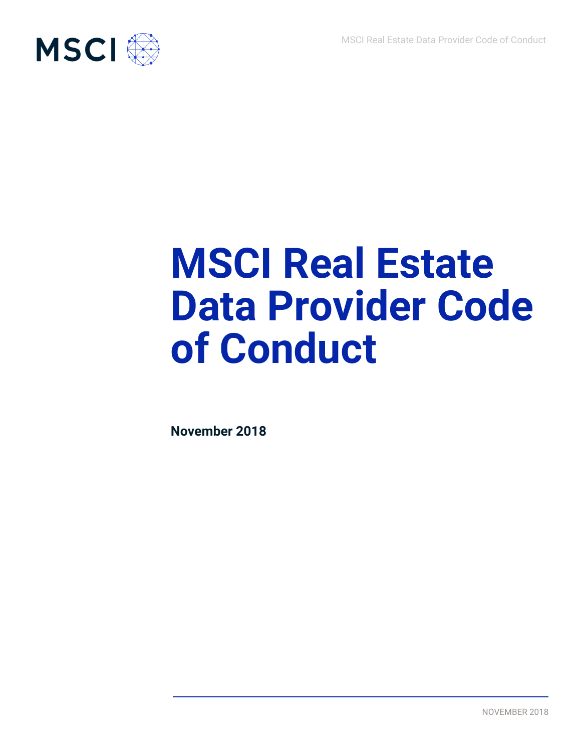# MSCI Real Estate Data Provider Code of Conduct

**November 2018**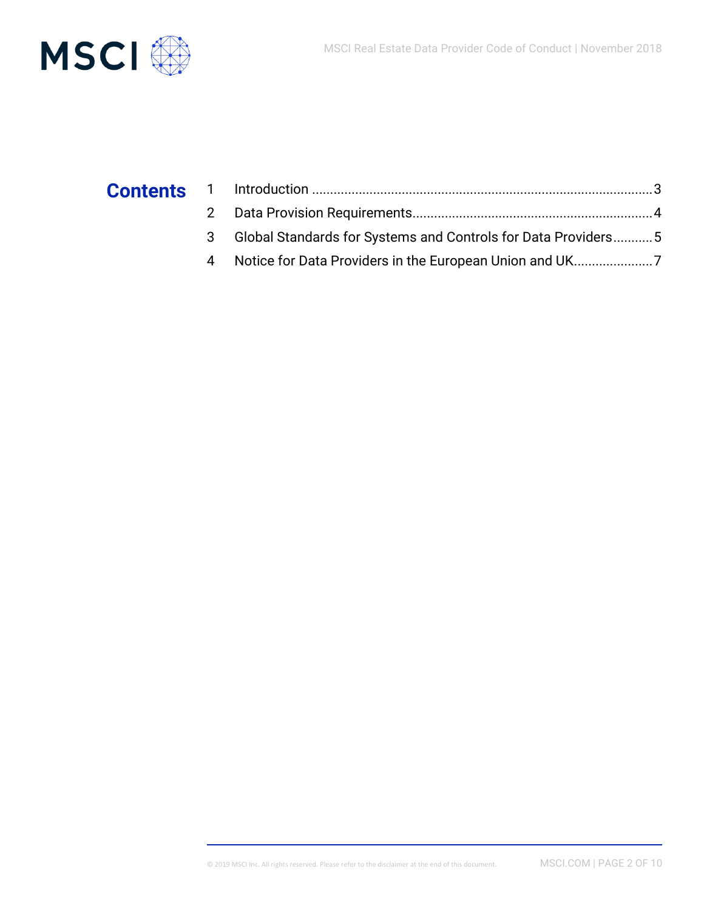# Contents

1 Introduction ........................................................................................... 3

2 Data Provision Requirements................................................................ 4

3 Global Standards for Systems and Controls for Data Providers........... 5

4 Notice for Data Providers in the European Union and UK..................... 7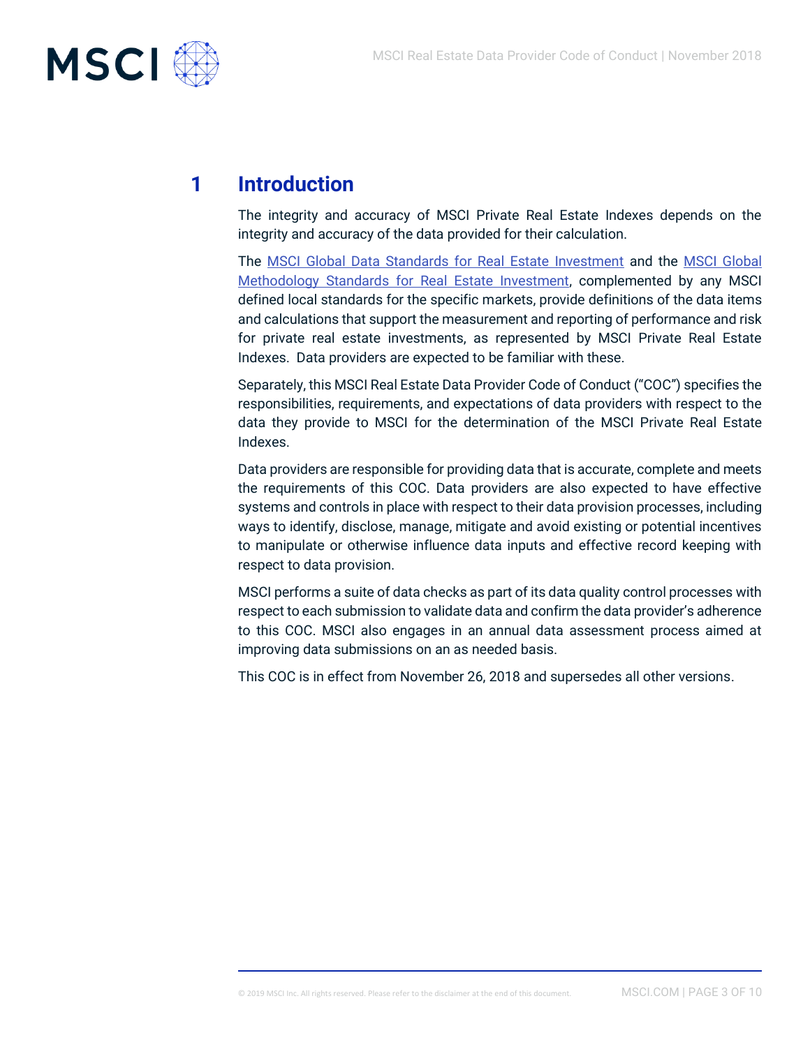# 1 Introduction

The integrity and accuracy of MSCI Private Real Estate Indexes depends on the integrity and accuracy of the data provided for their calculation.

The MSCI Global Data Standards for Real Estate Investment and the MSCI Global Methodology Standards for Real Estate Investment, complemented by any MSCI defined local standards for the specific markets, provide definitions of the data items and calculations that support the measurement and reporting of performance and risk for private real estate investments, as represented by MSCI Private Real Estate Indexes. Data providers are expected to be familiar with these.

Separately, this MSCI Real Estate Data Provider Code of Conduct ("COC") specifies the responsibilities, requirements, and expectations of data providers with respect to the data they provide to MSCI for the determination of the MSCI Private Real Estate Indexes.

Data providers are responsible for providing data that is accurate, complete and meets the requirements of this COC. Data providers are also expected to have effective systems and controls in place with respect to their data provision processes, including ways to identify, disclose, manage, mitigate and avoid existing or potential incentives to manipulate or otherwise influence data inputs and effective record keeping with respect to data provision.

MSCI performs a suite of data checks as part of its data quality control processes with respect to each submission to validate data and confirm the data provider's adherence to this COC. MSCI also engages in an annual data assessment process aimed at improving data submissions on an as needed basis.

This COC is in effect from November 26, 2018 and supersedes all other versions.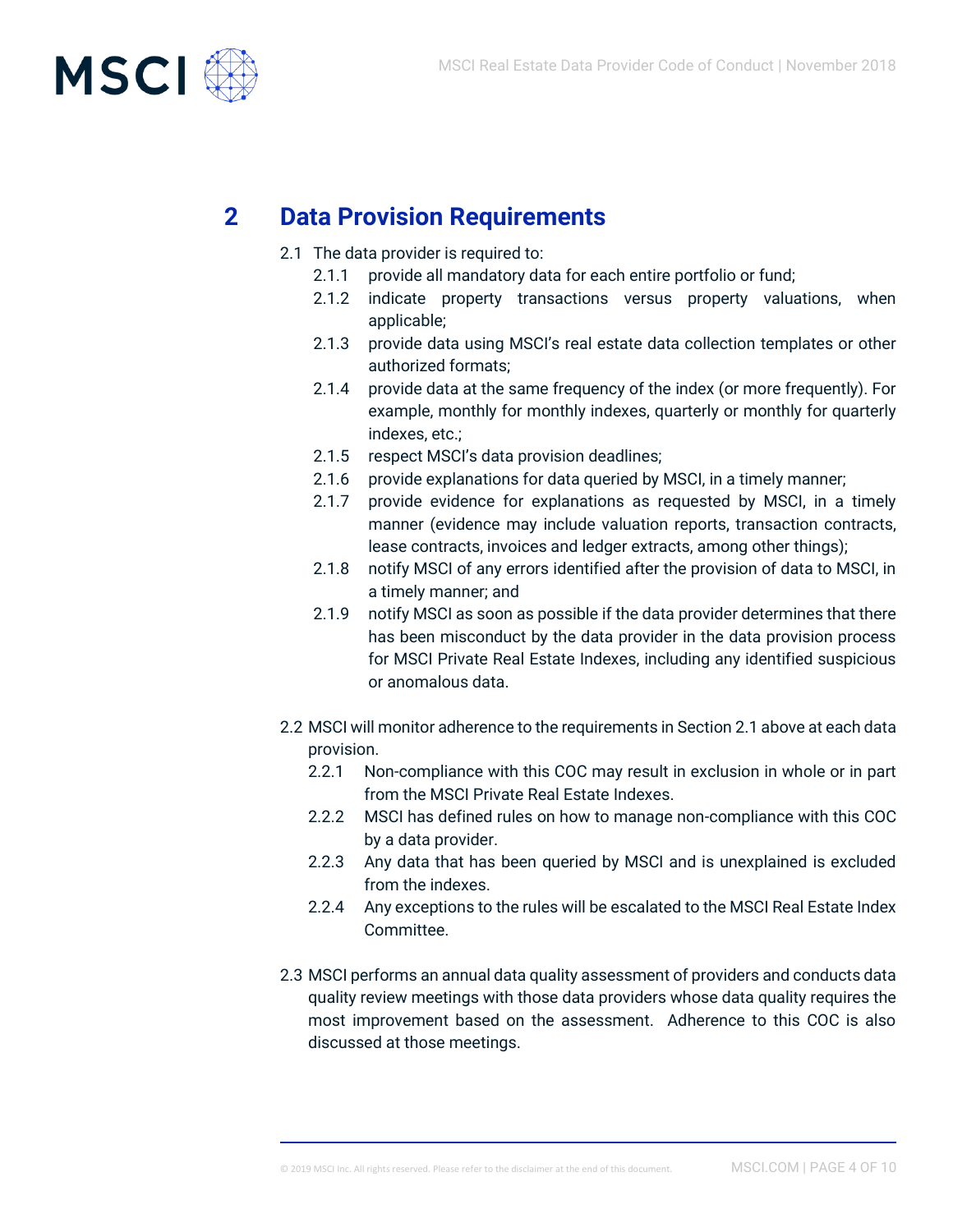## 2 Data Provision Requirements

2.1 The data provider is required to:

- 2.1.1 provide all mandatory data for each entire portfolio or fund;
- 2.1.2 indicate property transactions versus property valuations, when applicable;
- 2.1.3 provide data using MSCI's real estate data collection templates or other authorized formats;
- 2.1.4 provide data at the same frequency of the index (or more frequently). For example, monthly for monthly indexes, quarterly or monthly for quarterly indexes, etc.;
- 2.1.5 respect MSCI's data provision deadlines;
- 2.1.6 provide explanations for data queried by MSCI, in a timely manner;
- 2.1.7 provide evidence for explanations as requested by MSCI, in a timely manner (evidence may include valuation reports, transaction contracts, lease contracts, invoices and ledger extracts, among other things);
- 2.1.8 notify MSCI of any errors identified after the provision of data to MSCI, in a timely manner; and
- 2.1.9 notify MSCI as soon as possible if the data provider determines that there has been misconduct by the data provider in the data provision process for MSCI Private Real Estate Indexes, including any identified suspicious or anomalous data.

2.2 MSCI will monitor adherence to the requirements in Section 2.1 above at each data provision.

- 2.2.1 Non-compliance with this COC may result in exclusion in whole or in part from the MSCI Private Real Estate Indexes.
- 2.2.2 MSCI has defined rules on how to manage non-compliance with this COC by a data provider.
- 2.2.3 Any data that has been queried by MSCI and is unexplained is excluded from the indexes.
- 2.2.4 Any exceptions to the rules will be escalated to the MSCI Real Estate Index Committee.

2.3 MSCI performs an annual data quality assessment of providers and conducts data quality review meetings with those data providers whose data quality requires the most improvement based on the assessment. Adherence to this COC is also discussed at those meetings.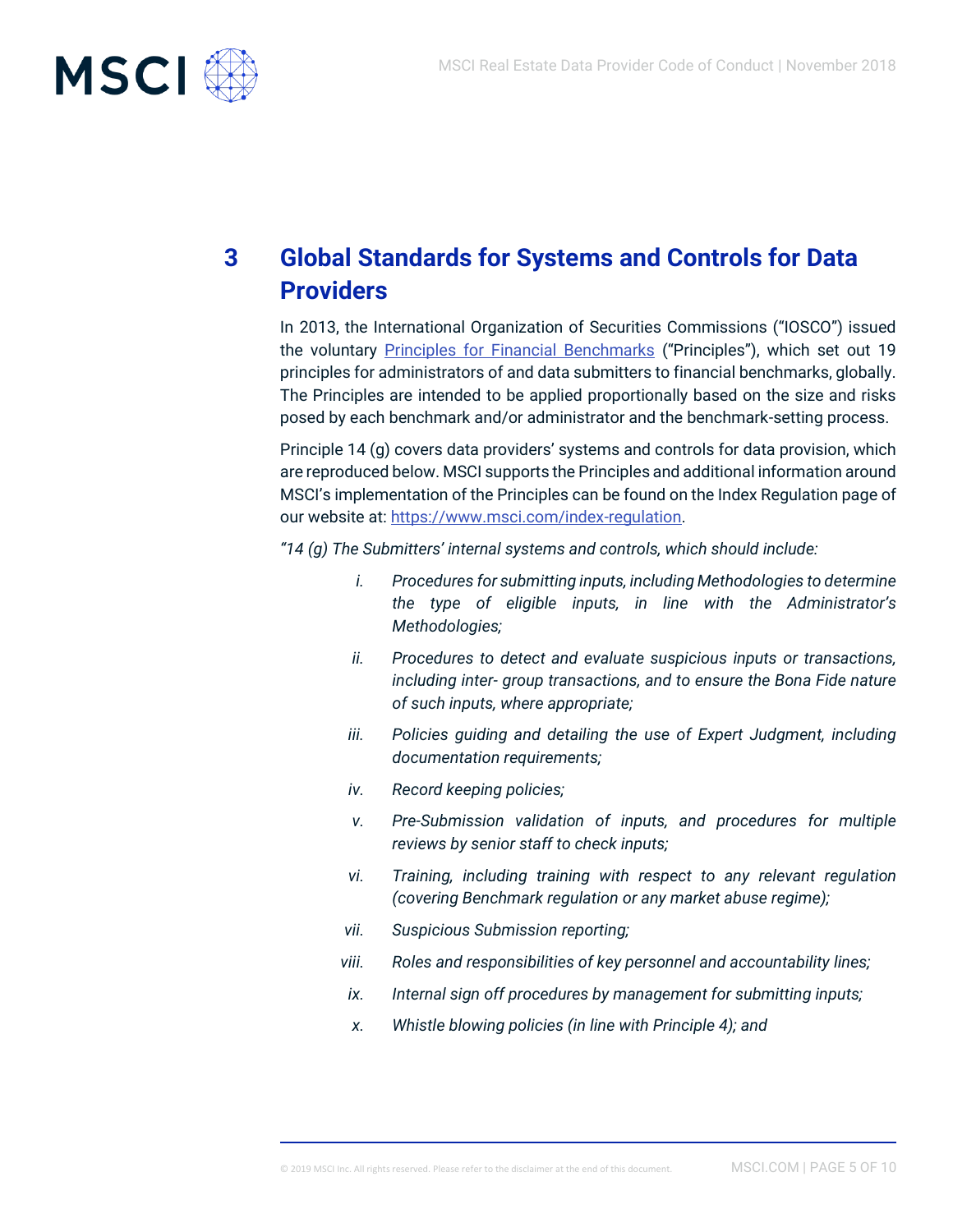# 3 Global Standards for Systems and Controls for Data Providers

In 2013, the International Organization of Securities Commissions ("IOSCO") issued the voluntary Principles for Financial Benchmarks ("Principles"), which set out 19 principles for administrators of and data submitters to financial benchmarks, globally. The Principles are intended to be applied proportionally based on the size and risks posed by each benchmark and/or administrator and the benchmark-setting process.

Principle 14 (g) covers data providers' systems and controls for data provision, which are reproduced below. MSCI supports the Principles and additional information around MSCI's implementation of the Principles can be found on the Index Regulation page of our website at: https://www.msci.com/index-regulation.

*"14 (g) The Submitters' internal systems and controls, which should include:*

- i. *Procedures for submitting inputs, including Methodologies to determine the type of eligible inputs, in line with the Administrator's Methodologies;*
- ii. *Procedures to detect and evaluate suspicious inputs or transactions, including inter- group transactions, and to ensure the Bona Fide nature of such inputs, where appropriate;*
- iii. *Policies guiding and detailing the use of Expert Judgment, including documentation requirements;*
- iv. *Record keeping policies;*
- v. *Pre-Submission validation of inputs, and procedures for multiple reviews by senior staff to check inputs;*
- vi. *Training, including training with respect to any relevant regulation (covering Benchmark regulation or any market abuse regime);*
- vii. *Suspicious Submission reporting;*
- viii. *Roles and responsibilities of key personnel and accountability lines;*
- ix. *Internal sign off procedures by management for submitting inputs;*
- x. *Whistle blowing policies (in line with Principle 4); and*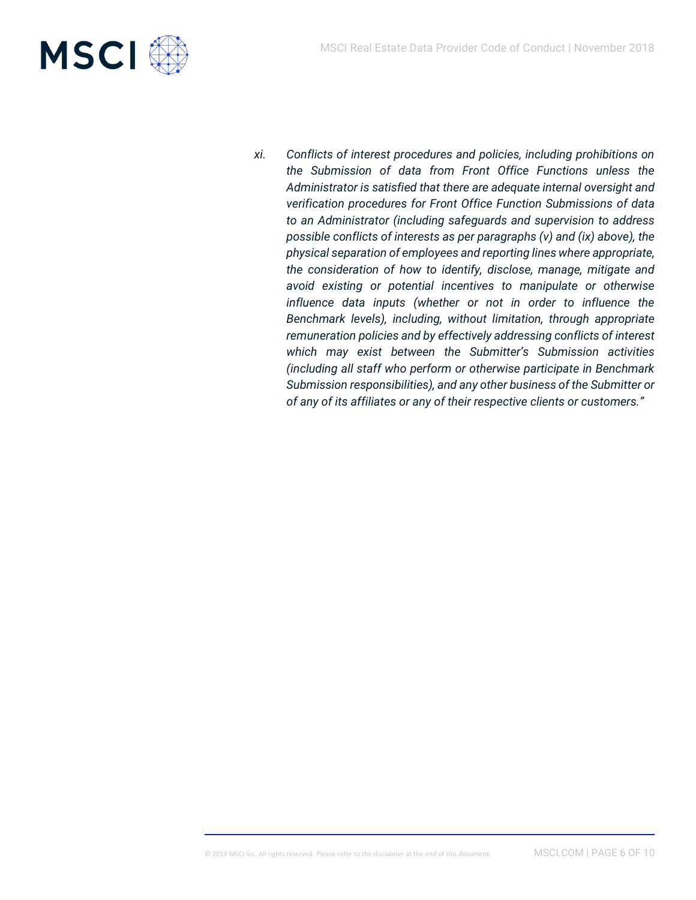*xi. Conflicts of interest procedures and policies, including prohibitions on the Submission of data from Front Office Functions unless the Administrator is satisfied that there are adequate internal oversight and verification procedures for Front Office Function Submissions of data to an Administrator (including safeguards and supervision to address possible conflicts of interests as per paragraphs (v) and (ix) above), the physical separation of employees and reporting lines where appropriate, the consideration of how to identify, disclose, manage, mitigate and avoid existing or potential incentives to manipulate or otherwise influence data inputs (whether or not in order to influence the Benchmark levels), including, without limitation, through appropriate remuneration policies and by effectively addressing conflicts of interest which may exist between the Submitter's Submission activities (including all staff who perform or otherwise participate in Benchmark Submission responsibilities), and any other business of the Submitter or of any of its affiliates or any of their respective clients or customers."*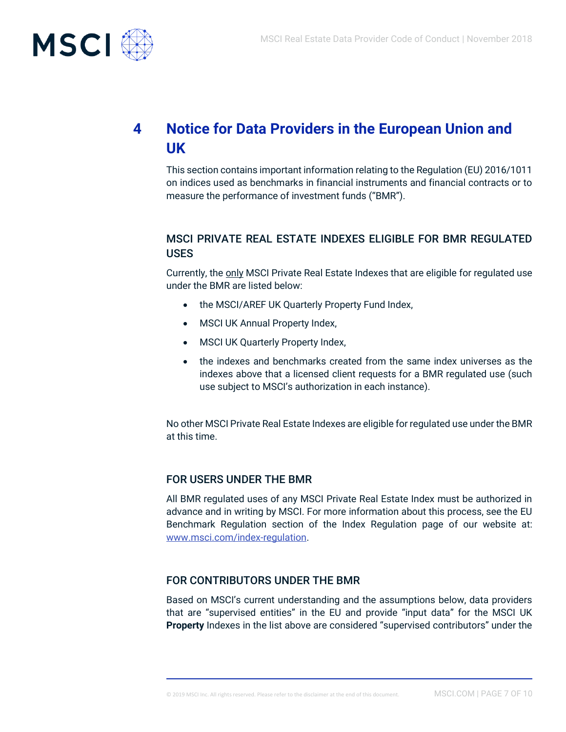# 4 Notice for Data Providers in the European Union and UK

This section contains important information relating to the Regulation (EU) 2016/1011 on indices used as benchmarks in financial instruments and financial contracts or to measure the performance of investment funds ("BMR").

## MSCI PRIVATE REAL ESTATE INDEXES ELIGIBLE FOR BMR REGULATED USES

Currently, the only MSCI Private Real Estate Indexes that are eligible for regulated use under the BMR are listed below:

- the MSCI/AREF UK Quarterly Property Fund Index,
- MSCI UK Annual Property Index,
- MSCI UK Quarterly Property Index,
- the indexes and benchmarks created from the same index universes as the indexes above that a licensed client requests for a BMR regulated use (such use subject to MSCI's authorization in each instance).

No other MSCI Private Real Estate Indexes are eligible for regulated use under the BMR at this time.

## FOR USERS UNDER THE BMR

All BMR regulated uses of any MSCI Private Real Estate Index must be authorized in advance and in writing by MSCI. For more information about this process, see the EU Benchmark Regulation section of the Index Regulation page of our website at: www.msci.com/index-regulation.

## FOR CONTRIBUTORS UNDER THE BMR

Based on MSCI's current understanding and the assumptions below, data providers that are "supervised entities" in the EU and provide "input data" for the MSCI UK **Property** Indexes in the list above are considered "supervised contributors" under the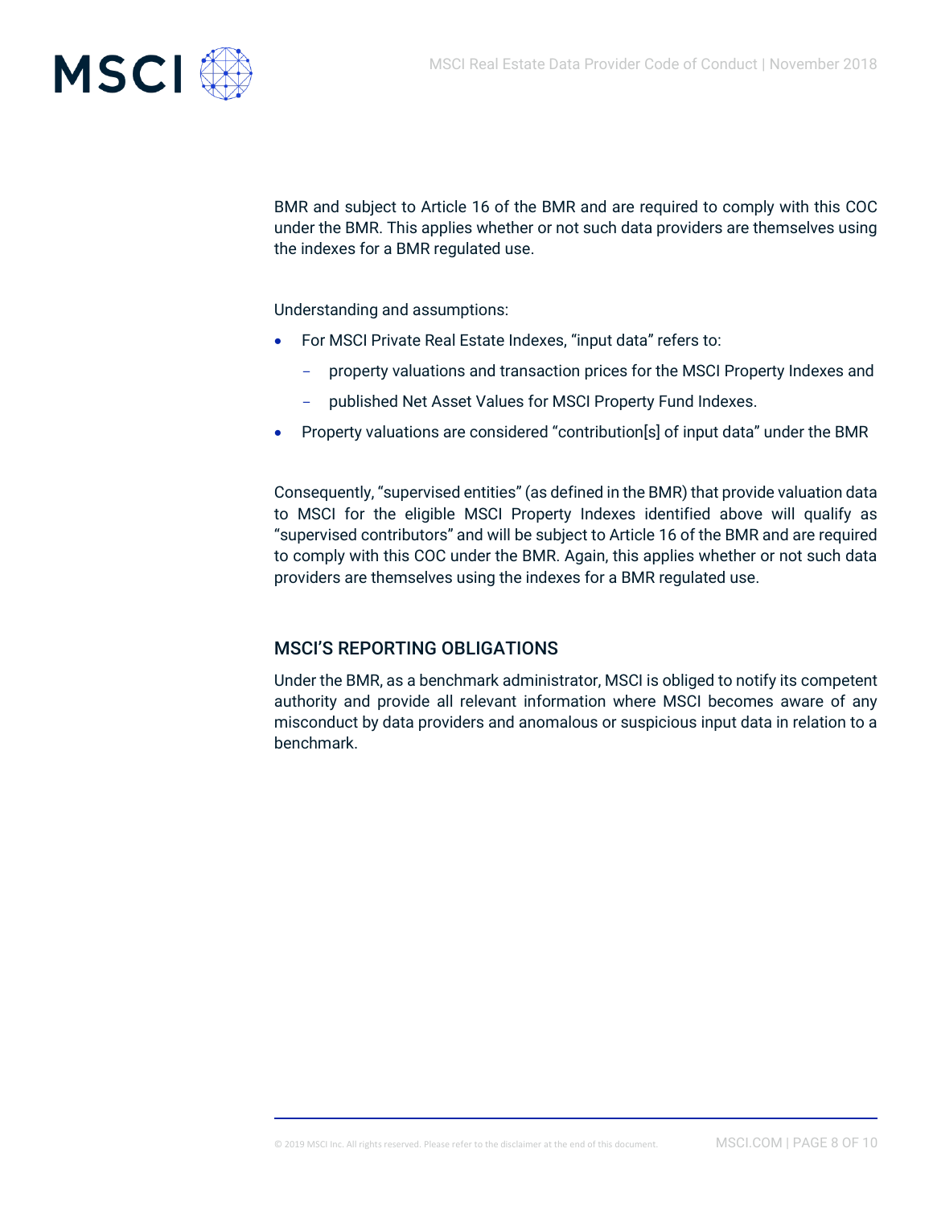BMR and subject to Article 16 of the BMR and are required to comply with this COC under the BMR. This applies whether or not such data providers are themselves using the indexes for a BMR regulated use.

Understanding and assumptions:

- For MSCI Private Real Estate Indexes, "input data" refers to:
  - property valuations and transaction prices for the MSCI Property Indexes and
  - published Net Asset Values for MSCI Property Fund Indexes.
- Property valuations are considered "contribution[s] of input data" under the BMR

Consequently, "supervised entities" (as defined in the BMR) that provide valuation data to MSCI for the eligible MSCI Property Indexes identified above will qualify as "supervised contributors" and will be subject to Article 16 of the BMR and are required to comply with this COC under the BMR. Again, this applies whether or not such data providers are themselves using the indexes for a BMR regulated use.

## MSCI'S REPORTING OBLIGATIONS

Under the BMR, as a benchmark administrator, MSCI is obliged to notify its competent authority and provide all relevant information where MSCI becomes aware of any misconduct by data providers and anomalous or suspicious input data in relation to a benchmark.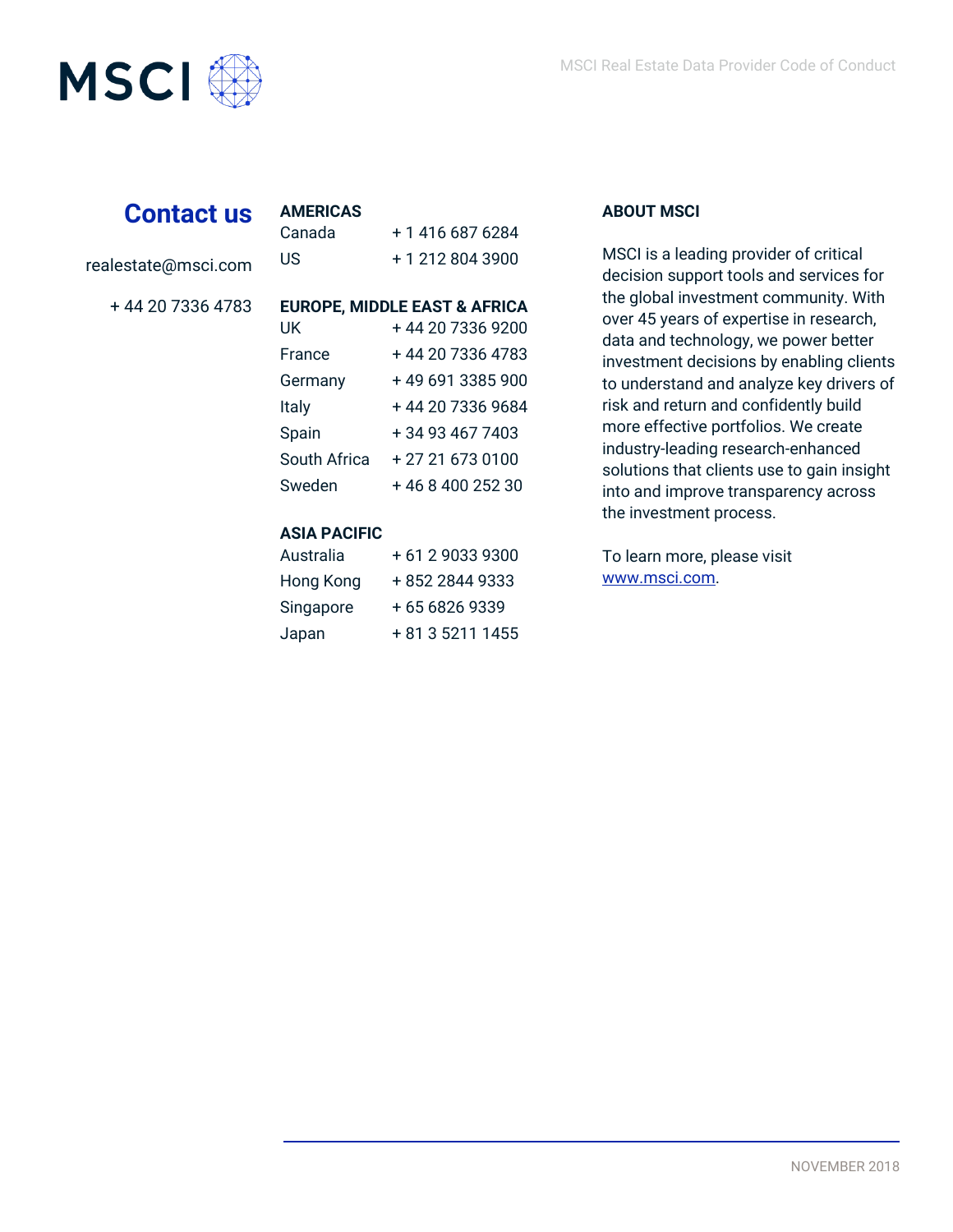## Contact us

realestate@msci.com

+ 44 20 7336 4783

**AMERICAS**

| | |
|---|---|
| Canada | + 1 416 687 6284 |
| US | + 1 212 804 3900 |

**EUROPE, MIDDLE EAST & AFRICA**

| | |
|---|---|
| UK | + 44 20 7336 9200 |
| France | + 44 20 7336 4783 |
| Germany | + 49 691 3385 900 |
| Italy | + 44 20 7336 9684 |
| Spain | + 34 93 467 7403 |
| South Africa | + 27 21 673 0100 |
| Sweden | + 46 8 400 252 30 |

**ASIA PACIFIC**

| | |
|---|---|
| Australia | + 61 2 9033 9300 |
| Hong Kong | + 852 2844 9333 |
| Singapore | + 65 6826 9339 |
| Japan | + 81 3 5211 1455 |

**ABOUT MSCI**

MSCI is a leading provider of critical decision support tools and services for the global investment community. With over 45 years of expertise in research, data and technology, we power better investment decisions by enabling clients to understand and analyze key drivers of risk and return and confidently build more effective portfolios. We create industry-leading research-enhanced solutions that clients use to gain insight into and improve transparency across the investment process.

To learn more, please visit www.msci.com.

NOVEMBER 2018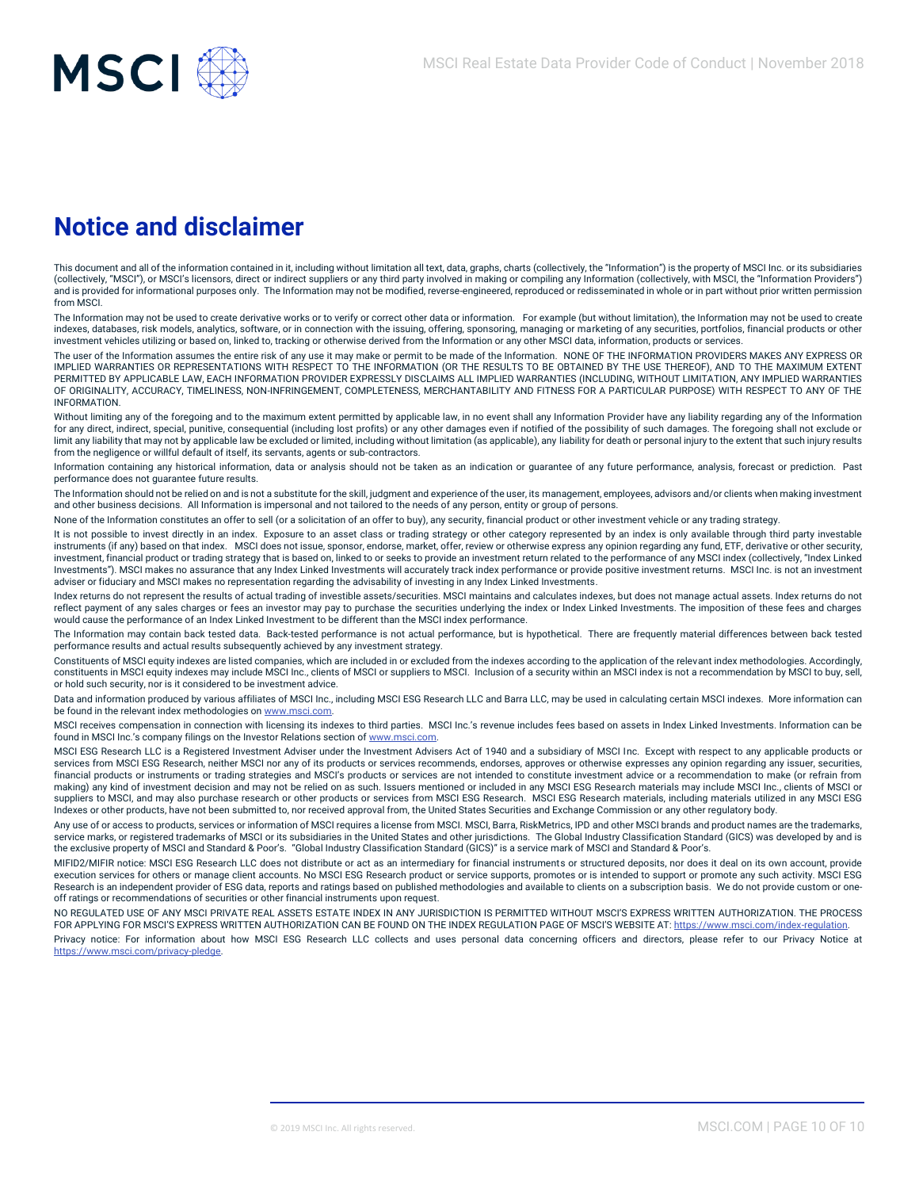# Notice and disclaimer

This document and all of the information contained in it, including without limitation all text, data, graphs, charts (collectively, the "Information") is the property of MSCI Inc. or its subsidiaries (collectively, "MSCI"), or MSCI's licensors, direct or indirect suppliers or any third party involved in making or compiling any Information (collectively, with MSCI, the "Information Providers") and is provided for informational purposes only. The Information may not be modified, reverse-engineered, reproduced or redisseminated in whole or in part without prior written permission from MSCI.

The Information may not be used to create derivative works or to verify or correct other data or information. For example (but without limitation), the Information may not be used to create indexes, databases, risk models, analytics, software, or in connection with the issuing, offering, sponsoring, managing or marketing of any securities, portfolios, financial products or other investment vehicles utilizing or based on, linked to, tracking or otherwise derived from the Information or any other MSCI data, information, products or services.

The user of the Information assumes the entire risk of any use it may make or permit to be made of the Information. NONE OF THE INFORMATION PROVIDERS MAKES ANY EXPRESS OR IMPLIED WARRANTIES OR REPRESENTATIONS WITH RESPECT TO THE INFORMATION (OR THE RESULTS TO BE OBTAINED BY THE USE THEREOF), AND TO THE MAXIMUM EXTENT PERMITTED BY APPLICABLE LAW, EACH INFORMATION PROVIDER EXPRESSLY DISCLAIMS ALL IMPLIED WARRANTIES (INCLUDING, WITHOUT LIMITATION, ANY IMPLIED WARRANTIES OF ORIGINALITY, ACCURACY, TIMELINESS, NON-INFRINGEMENT, COMPLETENESS, MERCHANTABILITY AND FITNESS FOR A PARTICULAR PURPOSE) WITH RESPECT TO ANY OF THE INFORMATION.

Without limiting any of the foregoing and to the maximum extent permitted by applicable law, in no event shall any Information Provider have any liability regarding any of the Information for any direct, indirect, special, punitive, consequential (including lost profits) or any other damages even if notified of the possibility of such damages. The foregoing shall not exclude or limit any liability that may not by applicable law be excluded or limited, including without limitation (as applicable), any liability for death or personal injury to the extent that such injury results from the negligence or willful default of itself, its servants, agents or sub-contractors.

Information containing any historical information, data or analysis should not be taken as an indication or guarantee of any future performance, analysis, forecast or prediction. Past performance does not guarantee future results.

The Information should not be relied on and is not a substitute for the skill, judgment and experience of the user, its management, employees, advisors and/or clients when making investment and other business decisions. All Information is impersonal and not tailored to the needs of any person, entity or group of persons.

None of the Information constitutes an offer to sell (or a solicitation of an offer to buy), any security, financial product or other investment vehicle or any trading strategy.

It is not possible to invest directly in an index. Exposure to an asset class or trading strategy or other category represented by an index is only available through third party investable instruments (if any) based on that index. MSCI does not issue, sponsor, endorse, market, offer, review or otherwise express any opinion regarding any fund, ETF, derivative or other security, investment, financial product or trading strategy that is based on, linked to or seeks to provide an investment return related to the performance of any MSCI index (collectively, "Index Linked Investments"). MSCI makes no assurance that any Index Linked Investments will accurately track index performance or provide positive investment returns. MSCI Inc. is not an investment adviser or fiduciary and MSCI makes no representation regarding the advisability of investing in any Index Linked Investments.

Index returns do not represent the results of actual trading of investible assets/securities. MSCI maintains and calculates indexes, but does not manage actual assets. Index returns do not reflect payment of any sales charges or fees an investor may pay to purchase the securities underlying the index or Index Linked Investments. The imposition of these fees and charges would cause the performance of an Index Linked Investment to be different than the MSCI index performance.

The Information may contain back tested data. Back-tested performance is not actual performance, but is hypothetical. There are frequently material differences between back tested performance results and actual results subsequently achieved by any investment strategy.

Constituents of MSCI equity indexes are listed companies, which are included in or excluded from the indexes according to the application of the relevant index methodologies. Accordingly, constituents in MSCI equity indexes may include MSCI Inc., clients of MSCI or suppliers to MSCI. Inclusion of a security within an MSCI index is not a recommendation by MSCI to buy, sell, or hold such security, nor is it considered to be investment advice.

Data and information produced by various affiliates of MSCI Inc., including MSCI ESG Research LLC and Barra LLC, may be used in calculating certain MSCI indexes. More information can be found in the relevant index methodologies on www.msci.com.

MSCI receives compensation in connection with licensing its indexes to third parties. MSCI Inc.'s revenue includes fees based on assets in Index Linked Investments. Information can be found in MSCI Inc.'s company filings on the Investor Relations section of www.msci.com.

MSCI ESG Research LLC is a Registered Investment Adviser under the Investment Advisers Act of 1940 and a subsidiary of MSCI Inc. Except with respect to any applicable products or services from MSCI ESG Research, neither MSCI nor any of its products or services recommends, endorses, approves or otherwise expresses any opinion regarding any issuer, securities, financial products or instruments or trading strategies and MSCI's products or services are not intended to constitute investment advice or a recommendation to make (or refrain from making) any kind of investment decision and may not be relied on as such. Issuers mentioned or included in any MSCI ESG Research materials may include MSCI Inc., clients of MSCI or suppliers to MSCI, and may also purchase research or other products or services from MSCI ESG Research. MSCI ESG Research materials, including materials utilized in any MSCI ESG Indexes or other products, have not been submitted to, nor received approval from, the United States Securities and Exchange Commission or any other regulatory body.

Any use of or access to products, services or information of MSCI requires a license from MSCI. MSCI, Barra, RiskMetrics, IPD and other MSCI brands and product names are the trademarks, service marks, or registered trademarks of MSCI or its subsidiaries in the United States and other jurisdictions. The Global Industry Classification Standard (GICS) was developed by and is the exclusive property of MSCI and Standard & Poor's. "Global Industry Classification Standard (GICS)" is a service mark of MSCI and Standard & Poor's.

MIFID2/MIFIR notice: MSCI ESG Research LLC does not distribute or act as an intermediary for financial instruments or structured deposits, nor does it deal on its own account, provide execution services for others or manage client accounts. No MSCI ESG Research product or service supports, promotes or is intended to support or promote any such activity. MSCI ESG Research is an independent provider of ESG data, reports and ratings based on published methodologies and available to clients on a subscription basis. We do not provide custom or one-off ratings or recommendations of securities or other financial instruments upon request.

NO REGULATED USE OF ANY MSCI PRIVATE REAL ASSETS ESTATE INDEX IN ANY JURISDICTION IS PERMITTED WITHOUT MSCI'S EXPRESS WRITTEN AUTHORIZATION. THE PROCESS FOR APPLYING FOR MSCI'S EXPRESS WRITTEN AUTHORIZATION CAN BE FOUND ON THE INDEX REGULATION PAGE OF MSCI'S WEBSITE AT: https://www.msci.com/index-regulation.

Privacy notice: For information about how MSCI ESG Research LLC collects and uses personal data concerning officers and directors, please refer to our Privacy Notice at https://www.msci.com/privacy-pledge.

© 2019 MSCI Inc. All rights reserved.